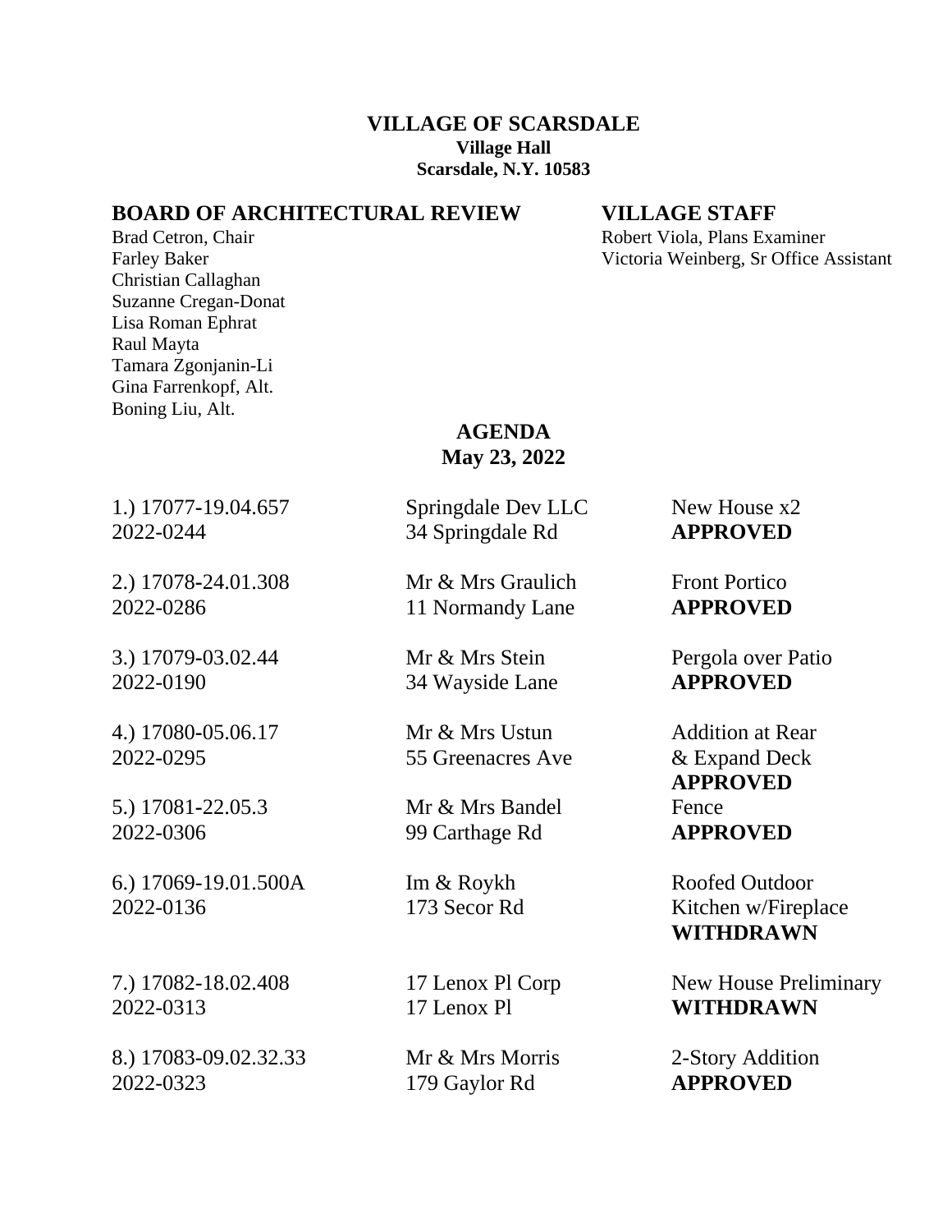**VILLAGE OF SCARSDALE**
**Village Hall**
**Scarsdale, N.Y. 10583**

**BOARD OF ARCHITECTURAL REVIEW**

Brad Cetron, Chair
Farley Baker
Christian Callaghan
Suzanne Cregan-Donat
Lisa Roman Ephrat
Raul Mayta
Tamara Zgonjanin-Li
Gina Farrenkopf, Alt.
Boning Liu, Alt.

**VILLAGE STAFF**

Robert Viola, Plans Examiner
Victoria Weinberg, Sr Office Assistant

**AGENDA**
**May 23, 2022**

| | | |
|---|---|---|
| 1.) 17077-19.04.657<br>2022-0244 | Springdale Dev LLC<br>34 Springdale Rd | New House x2<br>**APPROVED** |
| 2.) 17078-24.01.308<br>2022-0286 | Mr & Mrs Graulich<br>11 Normandy Lane | Front Portico<br>**APPROVED** |
| 3.) 17079-03.02.44<br>2022-0190 | Mr & Mrs Stein<br>34 Wayside Lane | Pergola over Patio<br>**APPROVED** |
| 4.) 17080-05.06.17<br>2022-0295 | Mr & Mrs Ustun<br>55 Greenacres Ave | Addition at Rear<br>& Expand Deck<br>**APPROVED** |
| 5.) 17081-22.05.3<br>2022-0306 | Mr & Mrs Bandel<br>99 Carthage Rd | Fence<br>**APPROVED** |
| 6.) 17069-19.01.500A<br>2022-0136 | Im & Roykh<br>173 Secor Rd | Roofed Outdoor<br>Kitchen w/Fireplace<br>**WITHDRAWN** |
| 7.) 17082-18.02.408<br>2022-0313 | 17 Lenox Pl Corp<br>17 Lenox Pl | New House Preliminary<br>**WITHDRAWN** |
| 8.) 17083-09.02.32.33<br>2022-0323 | Mr & Mrs Morris<br>179 Gaylor Rd | 2-Story Addition<br>**APPROVED** |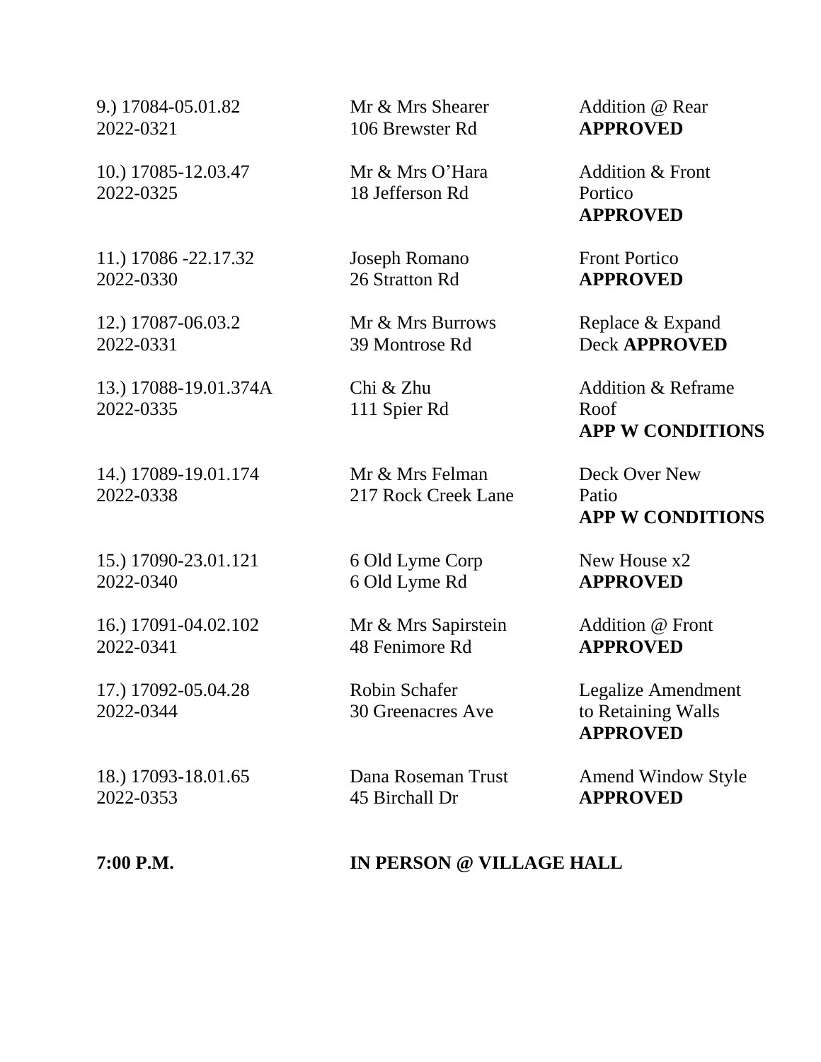| | | |
|---|---|---|
| 9.) 17084-05.01.82<br>2022-0321 | Mr & Mrs Shearer<br>106 Brewster Rd | Addition @ Rear<br>**APPROVED** |
| 10.) 17085-12.03.47<br>2022-0325 | Mr & Mrs O'Hara<br>18 Jefferson Rd | Addition & Front Portico<br>**APPROVED** |
| 11.) 17086 -22.17.32<br>2022-0330 | Joseph Romano<br>26 Stratton Rd | Front Portico<br>**APPROVED** |
| 12.) 17087-06.03.2<br>2022-0331 | Mr & Mrs Burrows<br>39 Montrose Rd | Replace & Expand Deck **APPROVED** |
| 13.) 17088-19.01.374A<br>2022-0335 | Chi & Zhu<br>111 Spier Rd | Addition & Reframe Roof<br>**APP W CONDITIONS** |
| 14.) 17089-19.01.174<br>2022-0338 | Mr & Mrs Felman<br>217 Rock Creek Lane | Deck Over New Patio<br>**APP W CONDITIONS** |
| 15.) 17090-23.01.121<br>2022-0340 | 6 Old Lyme Corp<br>6 Old Lyme Rd | New House x2<br>**APPROVED** |
| 16.) 17091-04.02.102<br>2022-0341 | Mr & Mrs Sapirstein<br>48 Fenimore Rd | Addition @ Front<br>**APPROVED** |
| 17.) 17092-05.04.28<br>2022-0344 | Robin Schafer<br>30 Greenacres Ave | Legalize Amendment to Retaining Walls<br>**APPROVED** |
| 18.) 17093-18.01.65<br>2022-0353 | Dana Roseman Trust<br>45 Birchall Dr | Amend Window Style<br>**APPROVED** |

**7:00 P.M.** **IN PERSON @ VILLAGE HALL**